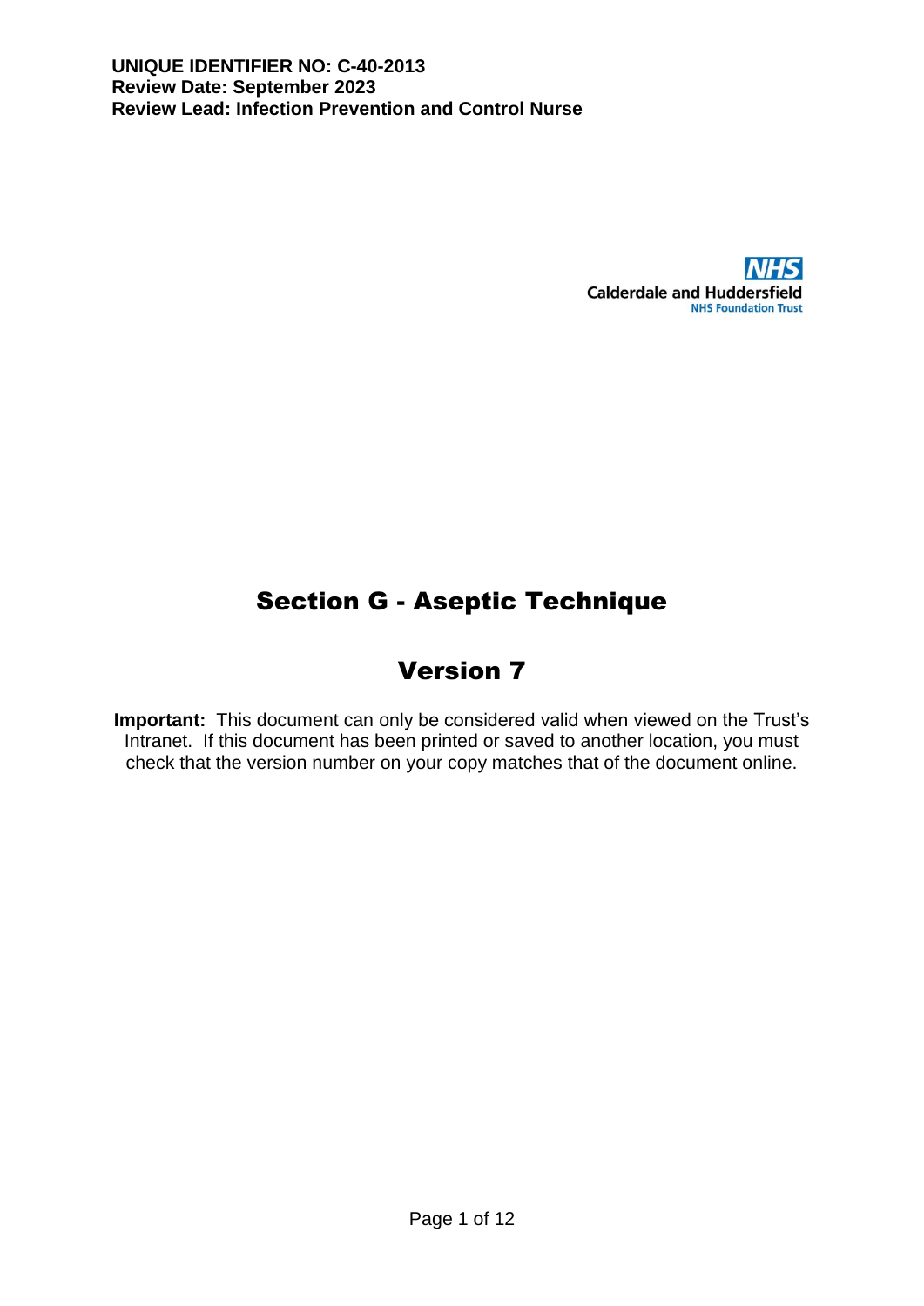**UNIQUE IDENTIFIER NO: C-40-2013**
**Review Date: September 2023**
**Review Lead: Infection Prevention and Control Nurse**

NHS
Calderdale and Huddersfield
NHS Foundation Trust

# Section G - Aseptic Technique

## Version 7

**Important:** This document can only be considered valid when viewed on the Trust's Intranet. If this document has been printed or saved to another location, you must check that the version number on your copy matches that of the document online.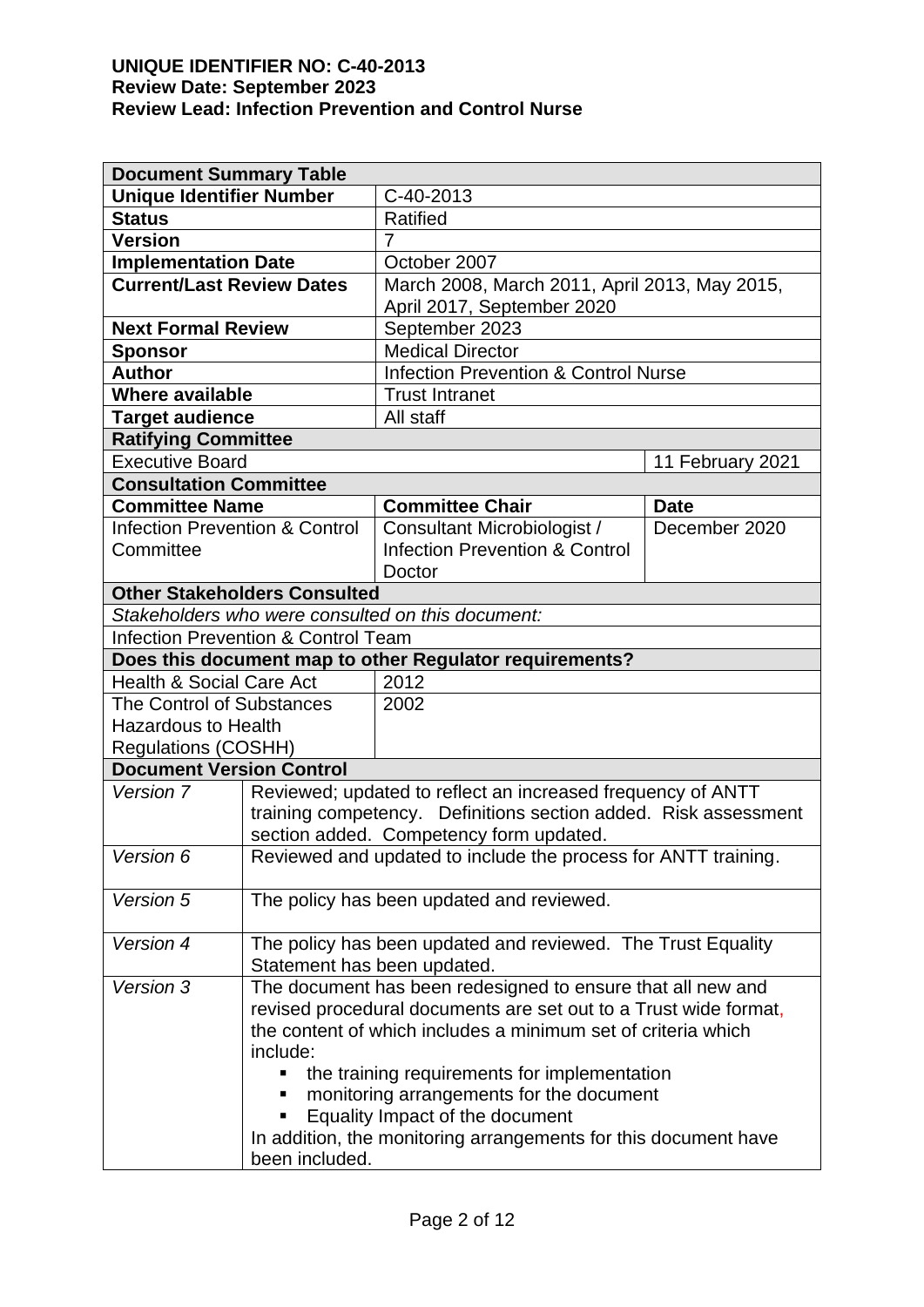**UNIQUE IDENTIFIER NO: C-40-2013**
**Review Date: September 2023**
**Review Lead: Infection Prevention and Control Nurse**

| **Document Summary Table** | | | |
|---|---|---|---|
| **Unique Identifier Number** | | C-40-2013 | |
| **Status** | | Ratified | |
| **Version** | | 7 | |
| **Implementation Date** | | October 2007 | |
| **Current/Last Review Dates** | | March 2008, March 2011, April 2013, May 2015, April 2017, September 2020 | |
| **Next Formal Review** | | September 2023 | |
| **Sponsor** | | Medical Director | |
| **Author** | | Infection Prevention & Control Nurse | |
| **Where available** | | Trust Intranet | |
| **Target audience** | | All staff | |
| **Ratifying Committee** | | | |
| Executive Board | | | 11 February 2021 |
| **Consultation Committee** | | | |
| **Committee Name** | | **Committee Chair** | **Date** |
| Infection Prevention & Control Committee | | Consultant Microbiologist / Infection Prevention & Control Doctor | December 2020 |
| **Other Stakeholders Consulted** | | | |
| *Stakeholders who were consulted on this document:* | | | |
| Infection Prevention & Control Team | | | |
| **Does this document map to other Regulator requirements?** | | | |
| Health & Social Care Act | | 2012 | |
| The Control of Substances Hazardous to Health Regulations (COSHH) | | 2002 | |
| **Document Version Control** | | | |
| *Version 7* | Reviewed; updated to reflect an increased frequency of ANTT training competency. Definitions section added. Risk assessment section added. Competency form updated. | | |
| *Version 6* | Reviewed and updated to include the process for ANTT training. | | |
| *Version 5* | The policy has been updated and reviewed. | | |
| *Version 4* | The policy has been updated and reviewed. The Trust Equality Statement has been updated. | | |
| *Version 3* | The document has been redesigned to ensure that all new and revised procedural documents are set out to a Trust wide format, the content of which includes a minimum set of criteria which include: <br>▪ the training requirements for implementation <br>▪ monitoring arrangements for the document <br>▪ Equality Impact of the document <br>In addition, the monitoring arrangements for this document have been included. | | |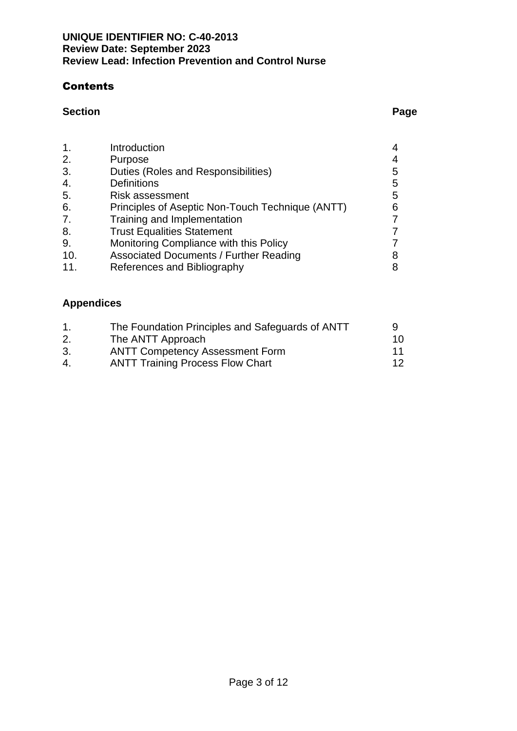**UNIQUE IDENTIFIER NO: C-40-2013**
**Review Date: September 2023**
**Review Lead: Infection Prevention and Control Nurse**

## Contents

| Section | | Page |
|---|---|---|
| 1. | Introduction | 4 |
| 2. | Purpose | 4 |
| 3. | Duties (Roles and Responsibilities) | 5 |
| 4. | Definitions | 5 |
| 5. | Risk assessment | 5 |
| 6. | Principles of Aseptic Non-Touch Technique (ANTT) | 6 |
| 7. | Training and Implementation | 7 |
| 8. | Trust Equalities Statement | 7 |
| 9. | Monitoring Compliance with this Policy | 7 |
| 10. | Associated Documents / Further Reading | 8 |
| 11. | References and Bibliography | 8 |

**Appendices**

| | | |
|---|---|---|
| 1. | The Foundation Principles and Safeguards of ANTT | 9 |
| 2. | The ANTT Approach | 10 |
| 3. | ANTT Competency Assessment Form | 11 |
| 4. | ANTT Training Process Flow Chart | 12 |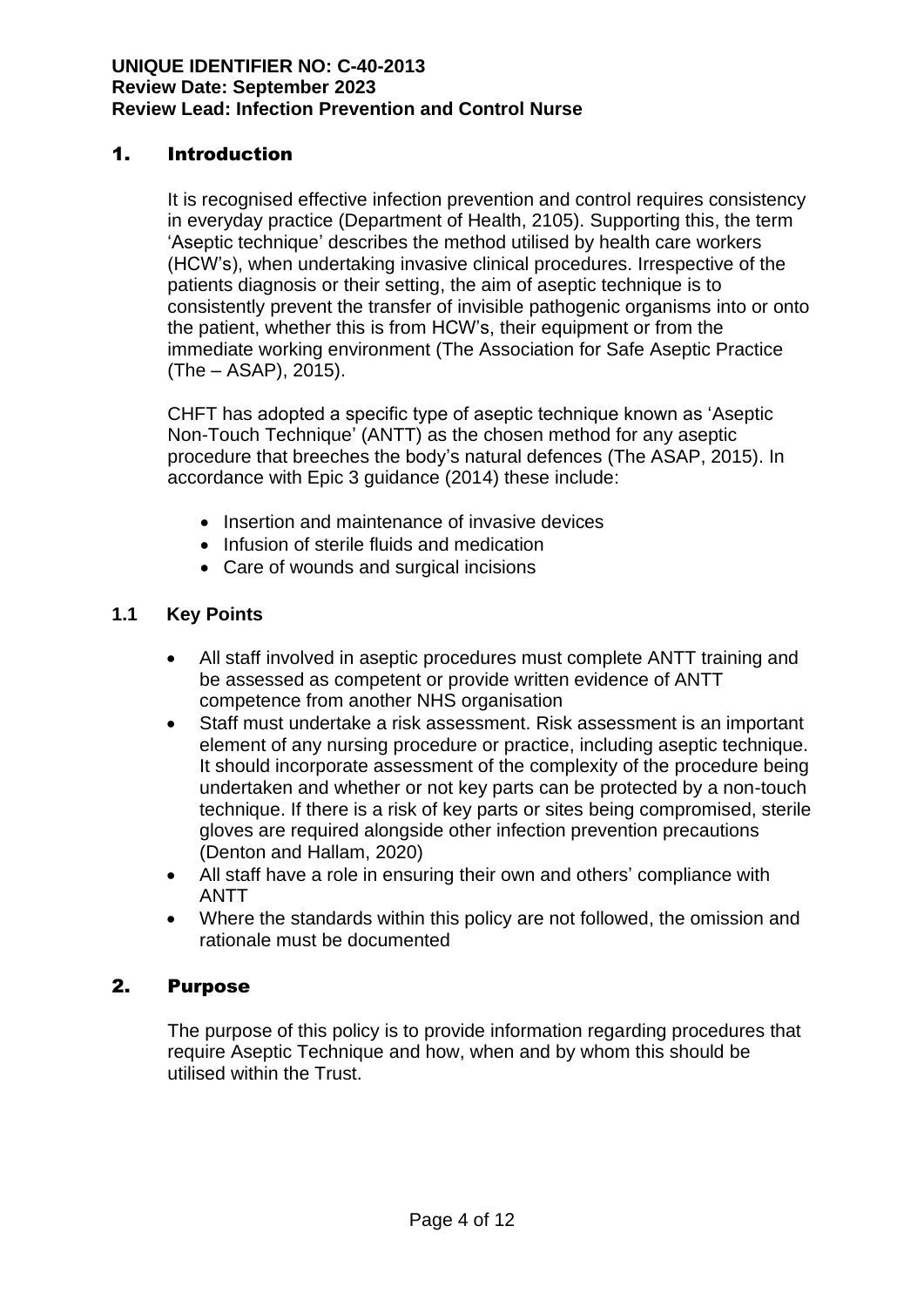**UNIQUE IDENTIFIER NO: C-40-2013**
**Review Date: September 2023**
**Review Lead: Infection Prevention and Control Nurse**

# 1. Introduction

It is recognised effective infection prevention and control requires consistency in everyday practice (Department of Health, 2105). Supporting this, the term 'Aseptic technique' describes the method utilised by health care workers (HCW's), when undertaking invasive clinical procedures. Irrespective of the patients diagnosis or their setting, the aim of aseptic technique is to consistently prevent the transfer of invisible pathogenic organisms into or onto the patient, whether this is from HCW's, their equipment or from the immediate working environment (The Association for Safe Aseptic Practice (The – ASAP), 2015).

CHFT has adopted a specific type of aseptic technique known as 'Aseptic Non-Touch Technique' (ANTT) as the chosen method for any aseptic procedure that breeches the body's natural defences (The ASAP, 2015). In accordance with Epic 3 guidance (2014) these include:

- Insertion and maintenance of invasive devices
- Infusion of sterile fluids and medication
- Care of wounds and surgical incisions

## 1.1 Key Points

- All staff involved in aseptic procedures must complete ANTT training and be assessed as competent or provide written evidence of ANTT competence from another NHS organisation
- Staff must undertake a risk assessment. Risk assessment is an important element of any nursing procedure or practice, including aseptic technique. It should incorporate assessment of the complexity of the procedure being undertaken and whether or not key parts can be protected by a non-touch technique. If there is a risk of key parts or sites being compromised, sterile gloves are required alongside other infection prevention precautions (Denton and Hallam, 2020)
- All staff have a role in ensuring their own and others' compliance with ANTT
- Where the standards within this policy are not followed, the omission and rationale must be documented

# 2. Purpose

The purpose of this policy is to provide information regarding procedures that require Aseptic Technique and how, when and by whom this should be utilised within the Trust.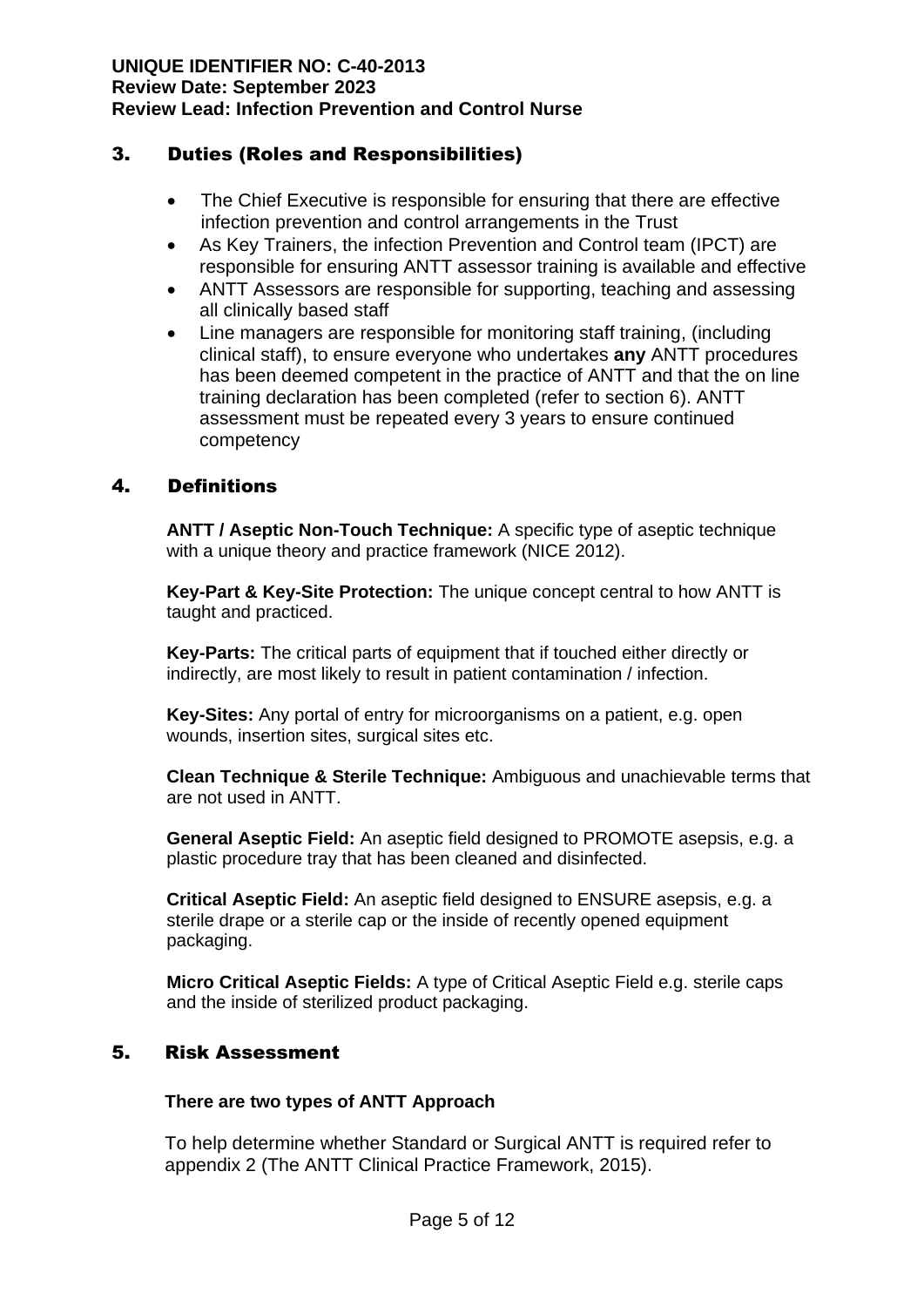## 3. Duties (Roles and Responsibilities)

- The Chief Executive is responsible for ensuring that there are effective infection prevention and control arrangements in the Trust
- As Key Trainers, the infection Prevention and Control team (IPCT) are responsible for ensuring ANTT assessor training is available and effective
- ANTT Assessors are responsible for supporting, teaching and assessing all clinically based staff
- Line managers are responsible for monitoring staff training, (including clinical staff), to ensure everyone who undertakes **any** ANTT procedures has been deemed competent in the practice of ANTT and that the on line training declaration has been completed (refer to section 6). ANTT assessment must be repeated every 3 years to ensure continued competency

## 4. Definitions

**ANTT / Aseptic Non-Touch Technique:** A specific type of aseptic technique with a unique theory and practice framework (NICE 2012).

**Key-Part & Key-Site Protection:** The unique concept central to how ANTT is taught and practiced.

**Key-Parts:** The critical parts of equipment that if touched either directly or indirectly, are most likely to result in patient contamination / infection.

**Key-Sites:** Any portal of entry for microorganisms on a patient, e.g. open wounds, insertion sites, surgical sites etc.

**Clean Technique & Sterile Technique:** Ambiguous and unachievable terms that are not used in ANTT.

**General Aseptic Field:** An aseptic field designed to PROMOTE asepsis, e.g. a plastic procedure tray that has been cleaned and disinfected.

**Critical Aseptic Field:** An aseptic field designed to ENSURE asepsis, e.g. a sterile drape or a sterile cap or the inside of recently opened equipment packaging.

**Micro Critical Aseptic Fields:** A type of Critical Aseptic Field e.g. sterile caps and the inside of sterilized product packaging.

## 5. Risk Assessment

**There are two types of ANTT Approach**

To help determine whether Standard or Surgical ANTT is required refer to appendix 2 (The ANTT Clinical Practice Framework, 2015).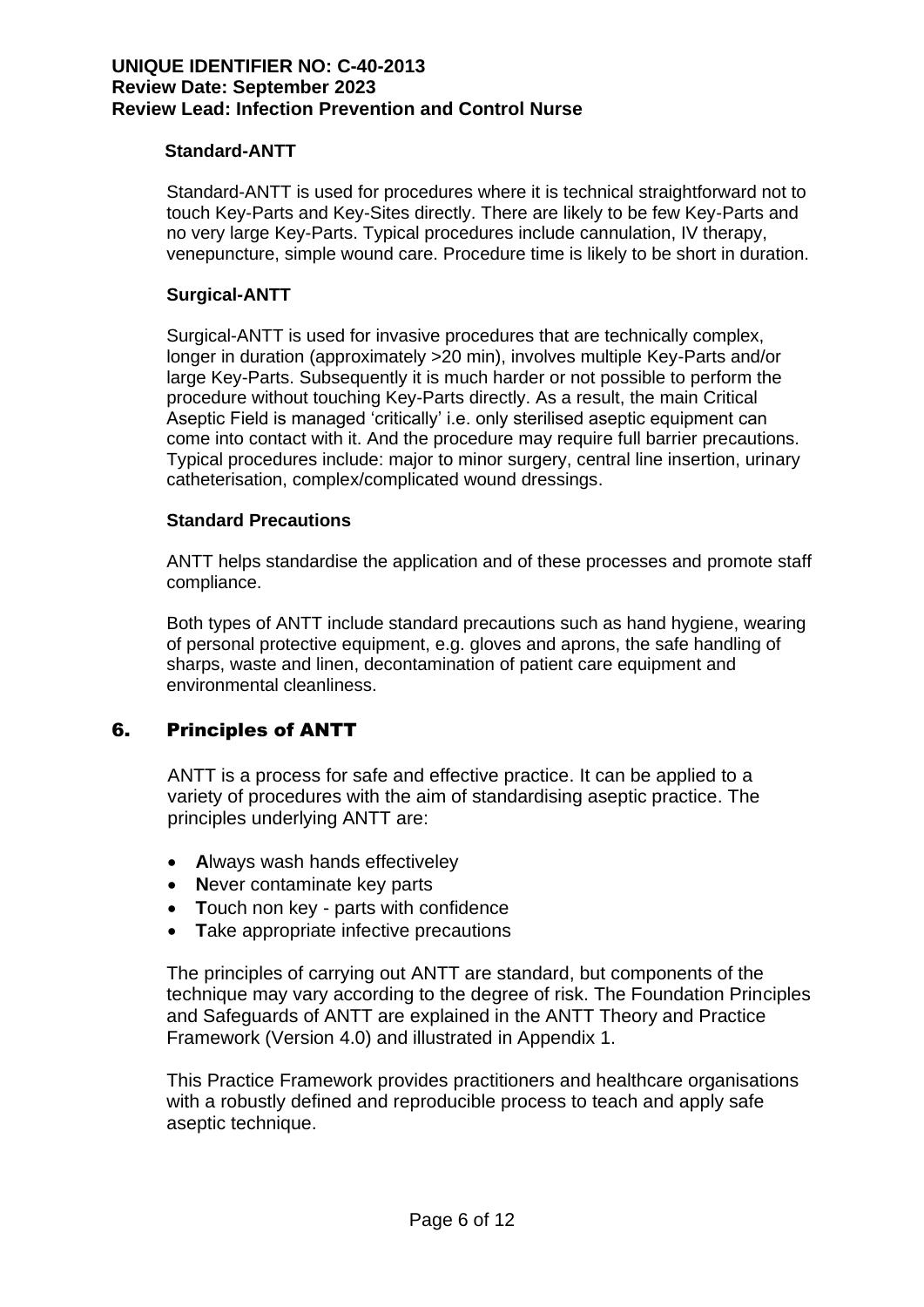### Standard-ANTT

Standard-ANTT is used for procedures where it is technical straightforward not to touch Key-Parts and Key-Sites directly. There are likely to be few Key-Parts and no very large Key-Parts. Typical procedures include cannulation, IV therapy, venepuncture, simple wound care. Procedure time is likely to be short in duration.

### Surgical-ANTT

Surgical-ANTT is used for invasive procedures that are technically complex, longer in duration (approximately >20 min), involves multiple Key-Parts and/or large Key-Parts. Subsequently it is much harder or not possible to perform the procedure without touching Key-Parts directly. As a result, the main Critical Aseptic Field is managed 'critically' i.e. only sterilised aseptic equipment can come into contact with it. And the procedure may require full barrier precautions. Typical procedures include: major to minor surgery, central line insertion, urinary catheterisation, complex/complicated wound dressings.

### Standard Precautions

ANTT helps standardise the application and of these processes and promote staff compliance.

Both types of ANTT include standard precautions such as hand hygiene, wearing of personal protective equipment, e.g. gloves and aprons, the safe handling of sharps, waste and linen, decontamination of patient care equipment and environmental cleanliness.

## 6. Principles of ANTT

ANTT is a process for safe and effective practice. It can be applied to a variety of procedures with the aim of standardising aseptic practice. The principles underlying ANTT are:

- **A**lways wash hands effectiveley
- **N**ever contaminate key parts
- **T**ouch non key - parts with confidence
- **T**ake appropriate infective precautions

The principles of carrying out ANTT are standard, but components of the technique may vary according to the degree of risk. The Foundation Principles and Safeguards of ANTT are explained in the ANTT Theory and Practice Framework (Version 4.0) and illustrated in Appendix 1.

This Practice Framework provides practitioners and healthcare organisations with a robustly defined and reproducible process to teach and apply safe aseptic technique.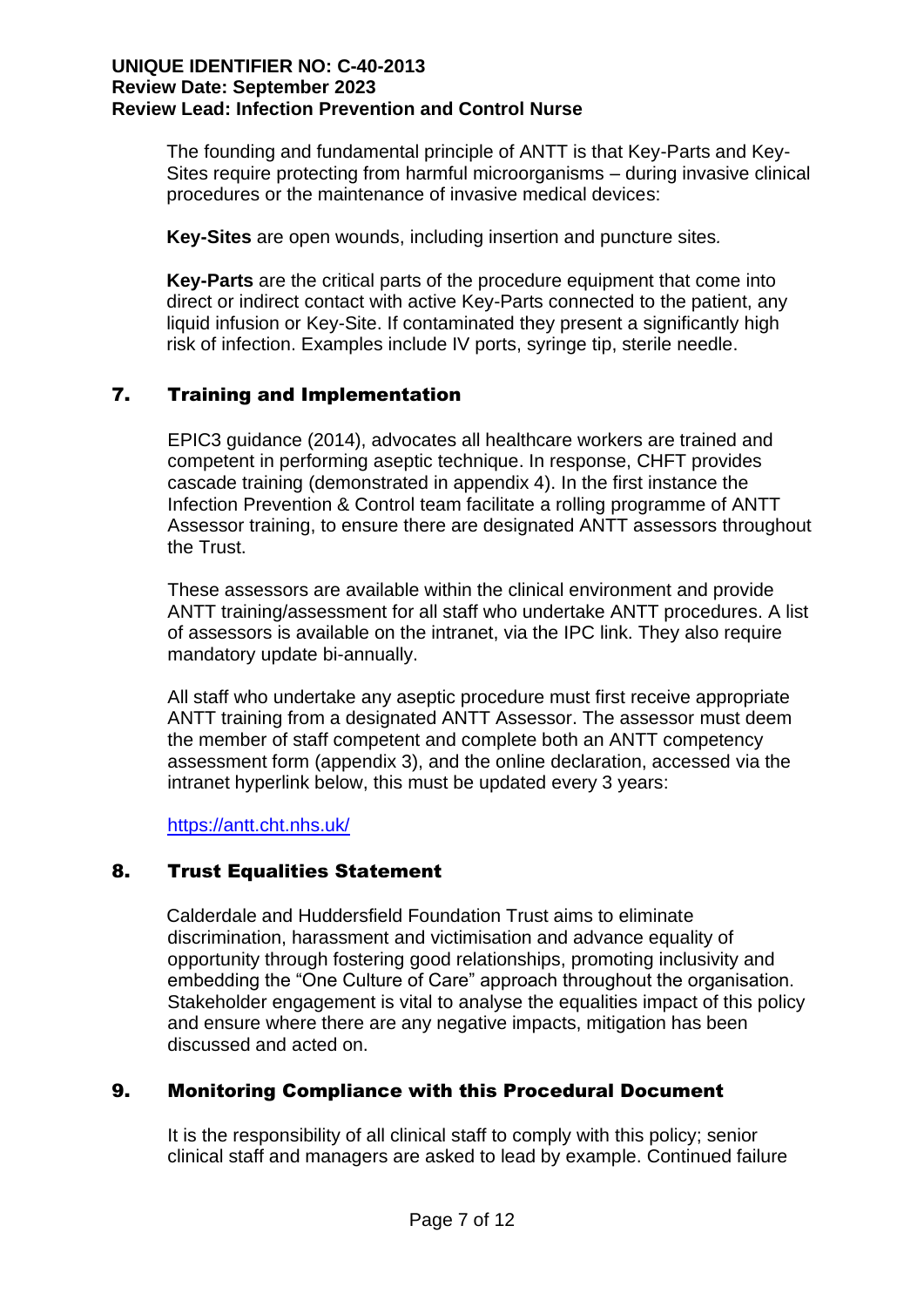The founding and fundamental principle of ANTT is that Key-Parts and Key-Sites require protecting from harmful microorganisms – during invasive clinical procedures or the maintenance of invasive medical devices:

**Key-Sites** are open wounds, including insertion and puncture sites.

**Key-Parts** are the critical parts of the procedure equipment that come into direct or indirect contact with active Key-Parts connected to the patient, any liquid infusion or Key-Site. If contaminated they present a significantly high risk of infection. Examples include IV ports, syringe tip, sterile needle.

## 7. Training and Implementation

EPIC3 guidance (2014), advocates all healthcare workers are trained and competent in performing aseptic technique. In response, CHFT provides cascade training (demonstrated in appendix 4). In the first instance the Infection Prevention & Control team facilitate a rolling programme of ANTT Assessor training, to ensure there are designated ANTT assessors throughout the Trust.

These assessors are available within the clinical environment and provide ANTT training/assessment for all staff who undertake ANTT procedures. A list of assessors is available on the intranet, via the IPC link. They also require mandatory update bi-annually.

All staff who undertake any aseptic procedure must first receive appropriate ANTT training from a designated ANTT Assessor. The assessor must deem the member of staff competent and complete both an ANTT competency assessment form (appendix 3), and the online declaration, accessed via the intranet hyperlink below, this must be updated every 3 years:

https://antt.cht.nhs.uk/

## 8. Trust Equalities Statement

Calderdale and Huddersfield Foundation Trust aims to eliminate discrimination, harassment and victimisation and advance equality of opportunity through fostering good relationships, promoting inclusivity and embedding the "One Culture of Care" approach throughout the organisation. Stakeholder engagement is vital to analyse the equalities impact of this policy and ensure where there are any negative impacts, mitigation has been discussed and acted on.

## 9. Monitoring Compliance with this Procedural Document

It is the responsibility of all clinical staff to comply with this policy; senior clinical staff and managers are asked to lead by example. Continued failure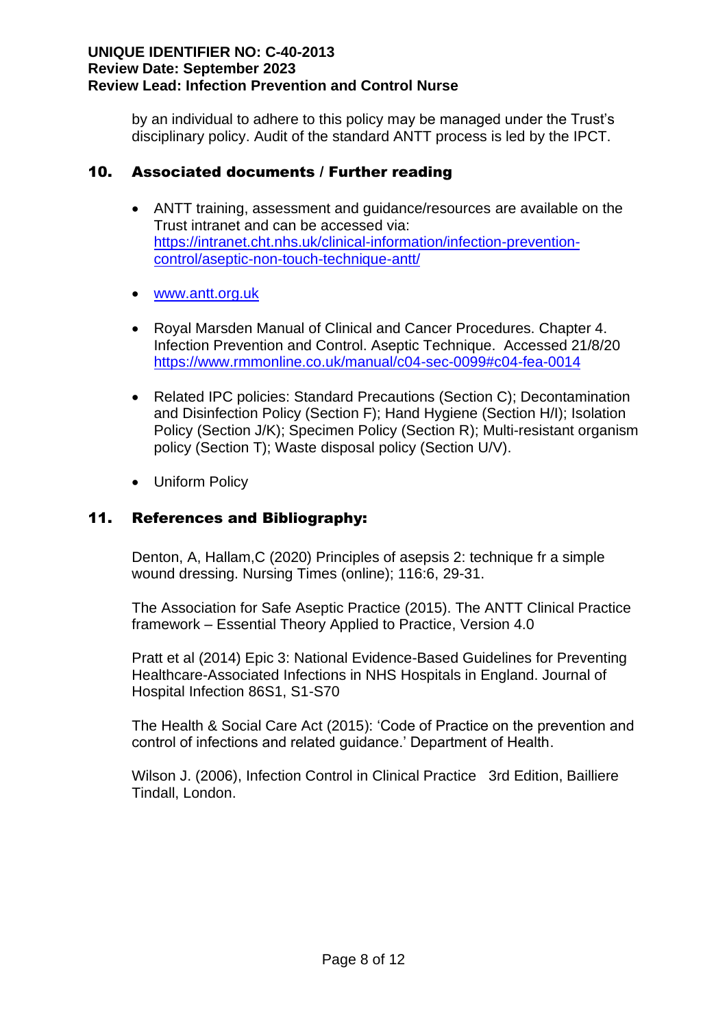by an individual to adhere to this policy may be managed under the Trust's disciplinary policy. Audit of the standard ANTT process is led by the IPCT.

## 10. Associated documents / Further reading

- ANTT training, assessment and guidance/resources are available on the Trust intranet and can be accessed via: https://intranet.cht.nhs.uk/clinical-information/infection-prevention-control/aseptic-non-touch-technique-antt/

- www.antt.org.uk

- Royal Marsden Manual of Clinical and Cancer Procedures. Chapter 4. Infection Prevention and Control. Aseptic Technique. Accessed 21/8/20 https://www.rmmonline.co.uk/manual/c04-sec-0099#c04-fea-0014

- Related IPC policies: Standard Precautions (Section C); Decontamination and Disinfection Policy (Section F); Hand Hygiene (Section H/I); Isolation Policy (Section J/K); Specimen Policy (Section R); Multi-resistant organism policy (Section T); Waste disposal policy (Section U/V).

- Uniform Policy

## 11. References and Bibliography:

Denton, A, Hallam,C (2020) Principles of asepsis 2: technique fr a simple wound dressing. Nursing Times (online); 116:6, 29-31.

The Association for Safe Aseptic Practice (2015). The ANTT Clinical Practice framework – Essential Theory Applied to Practice, Version 4.0

Pratt et al (2014) Epic 3: National Evidence-Based Guidelines for Preventing Healthcare-Associated Infections in NHS Hospitals in England. Journal of Hospital Infection 86S1, S1-S70

The Health & Social Care Act (2015): 'Code of Practice on the prevention and control of infections and related guidance.' Department of Health.

Wilson J. (2006), Infection Control in Clinical Practice 3rd Edition, Bailliere Tindall, London.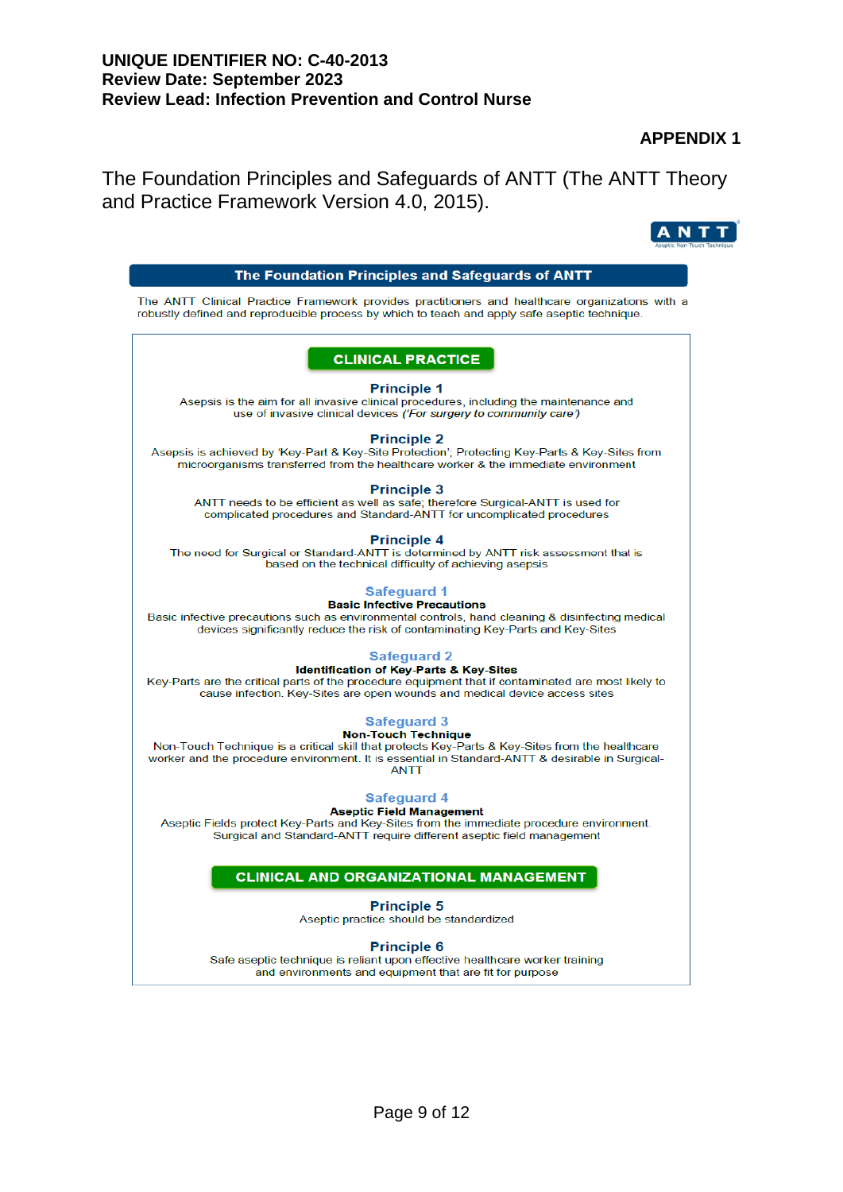**UNIQUE IDENTIFIER NO: C-40-2013**
**Review Date: September 2023**
**Review Lead: Infection Prevention and Control Nurse**

**APPENDIX 1**

The Foundation Principles and Safeguards of ANTT (The ANTT Theory and Practice Framework Version 4.0, 2015).

ANTT Aseptic Non Touch Technique

## The Foundation Principles and Safeguards of ANTT

The ANTT Clinical Practice Framework provides practitioners and healthcare organizations with a robustly defined and reproducible process by which to teach and apply safe aseptic technique.

### CLINICAL PRACTICE

**Principle 1**
Asepsis is the aim for all invasive clinical procedures, including the maintenance and use of invasive clinical devices *('For surgery to community care')*

**Principle 2**
Asepsis is achieved by 'Key-Part & Key-Site Protection'; Protecting Key-Parts & Key-Sites from microorganisms transferred from the healthcare worker & the immediate environment

**Principle 3**
ANTT needs to be efficient as well as safe; therefore Surgical-ANTT is used for complicated procedures and Standard-ANTT for uncomplicated procedures

**Principle 4**
The need for Surgical or Standard-ANTT is determined by ANTT risk assessment that is based on the technical difficulty of achieving asepsis

**Safeguard 1**
**Basic Infective Precautions**
Basic infective precautions such as environmental controls, hand cleaning & disinfecting medical devices significantly reduce the risk of contaminating Key-Parts and Key-Sites

**Safeguard 2**
**Identification of Key-Parts & Key-Sites**
Key-Parts are the critical parts of the procedure equipment that if contaminated are most likely to cause infection. Key-Sites are open wounds and medical device access sites

**Safeguard 3**
**Non-Touch Technique**
Non-Touch Technique is a critical skill that protects Key-Parts & Key-Sites from the healthcare worker and the procedure environment. It is essential in Standard-ANTT & desirable in Surgical-ANTT

**Safeguard 4**
**Aseptic Field Management**
Aseptic Fields protect Key-Parts and Key-Sites from the immediate procedure environment. Surgical and Standard-ANTT require different aseptic field management

### CLINICAL AND ORGANIZATIONAL MANAGEMENT

**Principle 5**
Aseptic practice should be standardized

**Principle 6**
Safe aseptic technique is reliant upon effective healthcare worker training and environments and equipment that are fit for purpose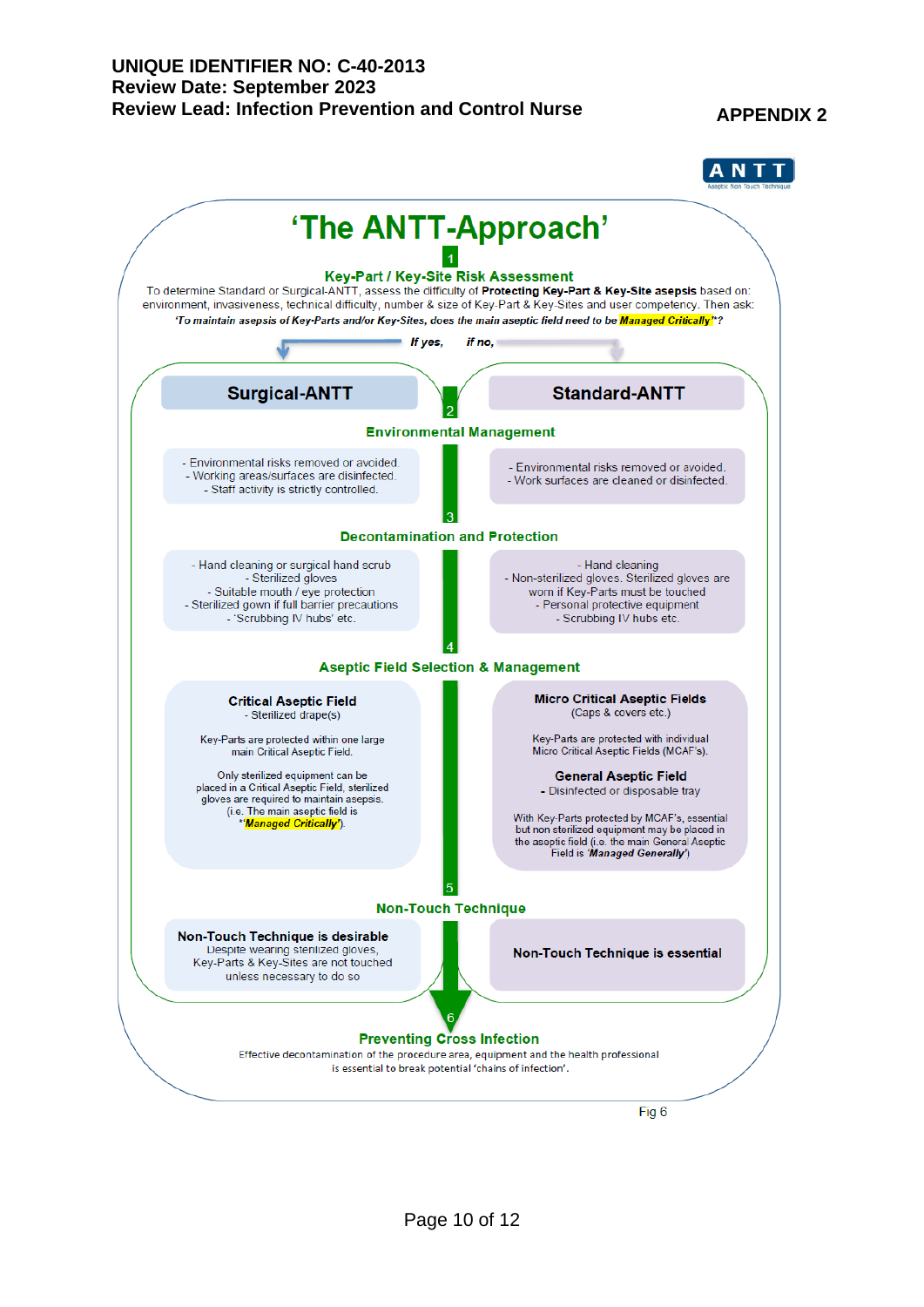**UNIQUE IDENTIFIER NO: C-40-2013**
**Review Date: September 2023**
**Review Lead: Infection Prevention and Control Nurse**

**APPENDIX 2**

ANTT
Aseptic Non Touch Technique

# 'The ANTT-Approach'

## 1 Key-Part / Key-Site Risk Assessment

To determine Standard or Surgical-ANTT, assess the difficulty of **Protecting Key-Part & Key-Site asepsis** based on: environment, invasiveness, technical difficulty, number & size of Key-Part & Key-Sites and user competency. Then ask:

*'To maintain asepsis of Key-Parts and/or Key-Sites, does the main aseptic field need to be **Managed Critically**'?*

*If yes,* → **Surgical-ANTT** | *if no,* → **Standard-ANTT**

## 2 Environmental Management

**Surgical-ANTT**
- Environmental risks removed or avoided.
- Working areas/surfaces are disinfected.
- Staff activity is strictly controlled.

**Standard-ANTT**
- Environmental risks removed or avoided.
- Work surfaces are cleaned or disinfected.

## 3 Decontamination and Protection

**Surgical-ANTT**
- Hand cleaning or surgical hand scrub
- Sterilized gloves
- Suitable mouth / eye protection
- Sterilized gown if full barrier precautions
- 'Scrubbing IV hubs' etc.

**Standard-ANTT**
- Hand cleaning
- Non-sterilized gloves. Sterilized gloves are worn if Key-Parts must be touched
- Personal protective equipment
- Scrubbing IV hubs etc.

## 4 Aseptic Field Selection & Management

**Surgical-ANTT**

**Critical Aseptic Field**
- Sterilized drape(s)

Key-Parts are protected within one large main Critical Aseptic Field.

Only sterilized equipment can be placed in a Critical Aseptic Field, sterilized gloves are required to maintain asepsis. (i.e. The main aseptic field is '*Managed Critically*').

**Standard-ANTT**

**Micro Critical Aseptic Fields**
(Caps & covers etc.)

Key-Parts are protected with individual Micro Critical Aseptic Fields (MCAF's).

**General Aseptic Field**
- Disinfected or disposable tray

With Key-Parts protected by MCAF's, essential but non sterilized equipment may be placed in the aseptic field (i.e. the main General Aseptic Field is '*Managed Generally*')

## 5 Non-Touch Technique

**Surgical-ANTT**

**Non-Touch Technique is desirable**
Despite wearing sterilized gloves, Key-Parts & Key-Sites are not touched unless necessary to do so

**Standard-ANTT**

**Non-Touch Technique is essential**

## 6 Preventing Cross Infection

Effective decontamination of the procedure area, equipment and the health professional is essential to break potential 'chains of infection'.

Fig 6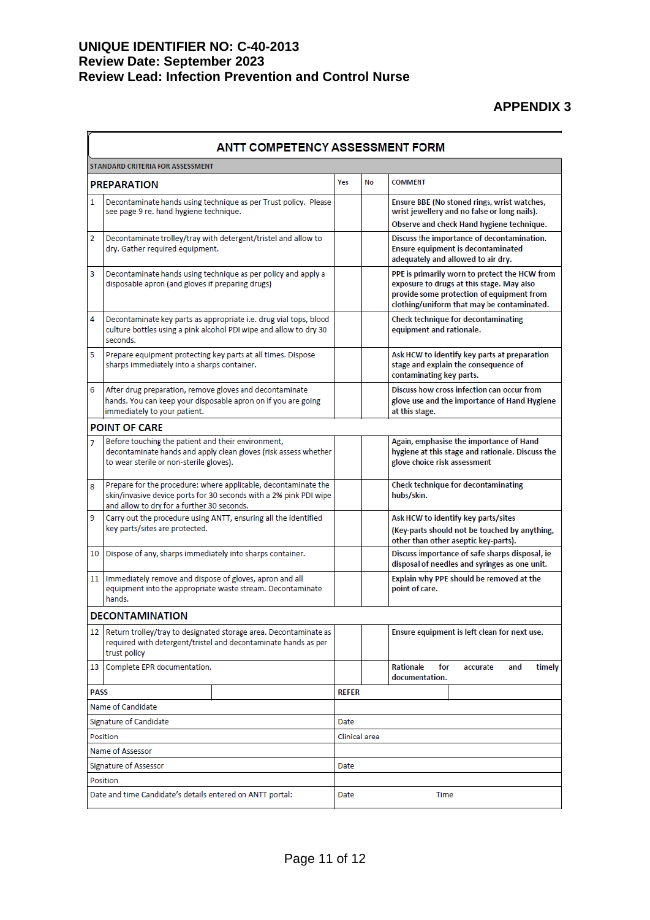UNIQUE IDENTIFIER NO: C-40-2013
Review Date: September 2023
Review Lead: Infection Prevention and Control Nurse

**APPENDIX 3**

## ANTT COMPETENCY ASSESSMENT FORM

STANDARD CRITERIA FOR ASSESSMENT

| | PREPARATION | Yes | No | COMMENT |
|---|---|---|---|---|
| 1 | Decontaminate hands using technique as per Trust policy. Please see page 9 re. hand hygiene technique. | | | Ensure BBE (No stoned rings, wrist watches, wrist jewellery and no false or long nails). Observe and check Hand hygiene technique. |
| 2 | Decontaminate trolley/tray with detergent/tristel and allow to dry. Gather required equipment. | | | Discuss the importance of decontamination. Ensure equipment is decontaminated adequately and allowed to air dry. |
| 3 | Decontaminate hands using technique as per policy and apply a disposable apron (and gloves if preparing drugs) | | | PPE is primarily worn to protect the HCW from exposure to drugs at this stage. May also provide some protection of equipment from clothing/uniform that may be contaminated. |
| 4 | Decontaminate key parts as appropriate i.e. drug vial tops, blood culture bottles using a pink alcohol PDI wipe and allow to dry 30 seconds. | | | Check technique for decontaminating equipment and rationale. |
| 5 | Prepare equipment protecting key parts at all times. Dispose sharps immediately into a sharps container. | | | Ask HCW to identify key parts at preparation stage and explain the consequence of contaminating key parts. |
| 6 | After drug preparation, remove gloves and decontaminate hands. You can keep your disposable apron on if you are going immediately to your patient. | | | Discuss how cross infection can occur from glove use and the importance of Hand Hygiene at this stage. |
| | **POINT OF CARE** | | | |
| 7 | Before touching the patient and their environment, decontaminate hands and apply clean gloves (risk assess whether to wear sterile or non-sterile gloves). | | | Again, emphasise the importance of Hand hygiene at this stage and rationale. Discuss the glove choice risk assessment |
| 8 | Prepare for the procedure: where applicable, decontaminate the skin/invasive device ports for 30 seconds with a 2% pink PDI wipe and allow to dry for a further 30 seconds. | | | Check technique for decontaminating hubs/skin. |
| 9 | Carry out the procedure using ANTT, ensuring all the identified key parts/sites are protected. | | | Ask HCW to identify key parts/sites (Key-parts should not be touched by anything, other than other aseptic key-parts). |
| 10 | Dispose of any, sharps immediately into sharps container. | | | Discuss importance of safe sharps disposal, ie disposal of needles and syringes as one unit. |
| 11 | Immediately remove and dispose of gloves, apron and all equipment into the appropriate waste stream. Decontaminate hands. | | | Explain why PPE should be removed at the point of care. |
| | **DECONTAMINATION** | | | |
| 12 | Return trolley/tray to designated storage area. Decontaminate as required with detergent/tristel and decontaminate hands as per trust policy | | | Ensure equipment is left clean for next use. |
| 13 | Complete EPR documentation. | | | Rationale for accurate and timely documentation. |

| | | | |
|---|---|---|---|
| PASS | | REFER | |
| Name of Candidate | | | |
| Signature of Candidate | | Date | |
| Position | | Clinical area | |
| Name of Assessor | | | |
| Signature of Assessor | | Date | |
| Position | | | |
| Date and time Candidate's details entered on ANTT portal: | | Date | Time |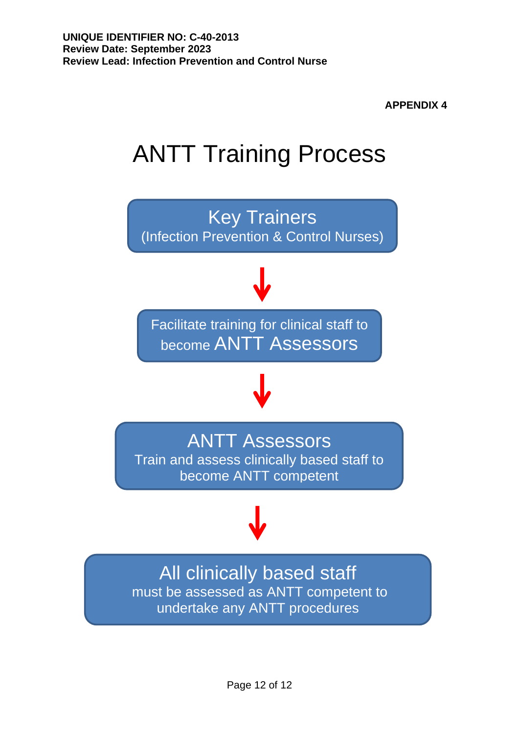APPENDIX 4

# ANTT Training Process

**Key Trainers**
(Infection Prevention & Control Nurses)

↓

Facilitate training for clinical staff to become **ANTT Assessors**

↓

**ANTT Assessors**
Train and assess clinically based staff to become ANTT competent

↓

**All clinically based staff**
must be assessed as ANTT competent to undertake any ANTT procedures